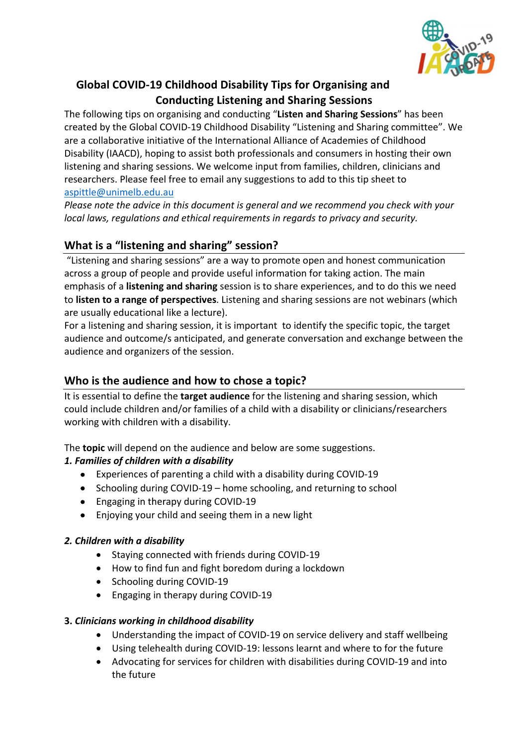# Global COVID-19 Childhood Disability Tips for Organising and Conducting Listening and Sharing Sessions

The following tips on organising and conducting "**Listen and Sharing Sessions**" has been created by the Global COVID-19 Childhood Disability "Listening and Sharing committee". We are a collaborative initiative of the International Alliance of Academies of Childhood Disability (IAACD), hoping to assist both professionals and consumers in hosting their own listening and sharing sessions. We welcome input from families, children, clinicians and researchers. Please feel free to email any suggestions to add to this tip sheet to aspittle@unimelb.edu.au

*Please note the advice in this document is general and we recommend you check with your local laws, regulations and ethical requirements in regards to privacy and security.*

## What is a "listening and sharing" session?

"Listening and sharing sessions" are a way to promote open and honest communication across a group of people and provide useful information for taking action. The main emphasis of a **listening and sharing** session is to share experiences, and to do this we need to **listen to a range of perspectives**. Listening and sharing sessions are not webinars (which are usually educational like a lecture).

For a listening and sharing session, it is important to identify the specific topic, the target audience and outcome/s anticipated, and generate conversation and exchange between the audience and organizers of the session.

## Who is the audience and how to chose a topic?

It is essential to define the **target audience** for the listening and sharing session, which could include children and/or families of a child with a disability or clinicians/researchers working with children with a disability.

The **topic** will depend on the audience and below are some suggestions.

***1. Families of children with a disability***

- Experiences of parenting a child with a disability during COVID-19
- Schooling during COVID-19 – home schooling, and returning to school
- Engaging in therapy during COVID-19
- Enjoying your child and seeing them in a new light

***2. Children with a disability***

- Staying connected with friends during COVID-19
- How to find fun and fight boredom during a lockdown
- Schooling during COVID-19
- Engaging in therapy during COVID-19

**3. *Clinicians working in childhood disability***

- Understanding the impact of COVID-19 on service delivery and staff wellbeing
- Using telehealth during COVID-19: lessons learnt and where to for the future
- Advocating for services for children with disabilities during COVID-19 and into the future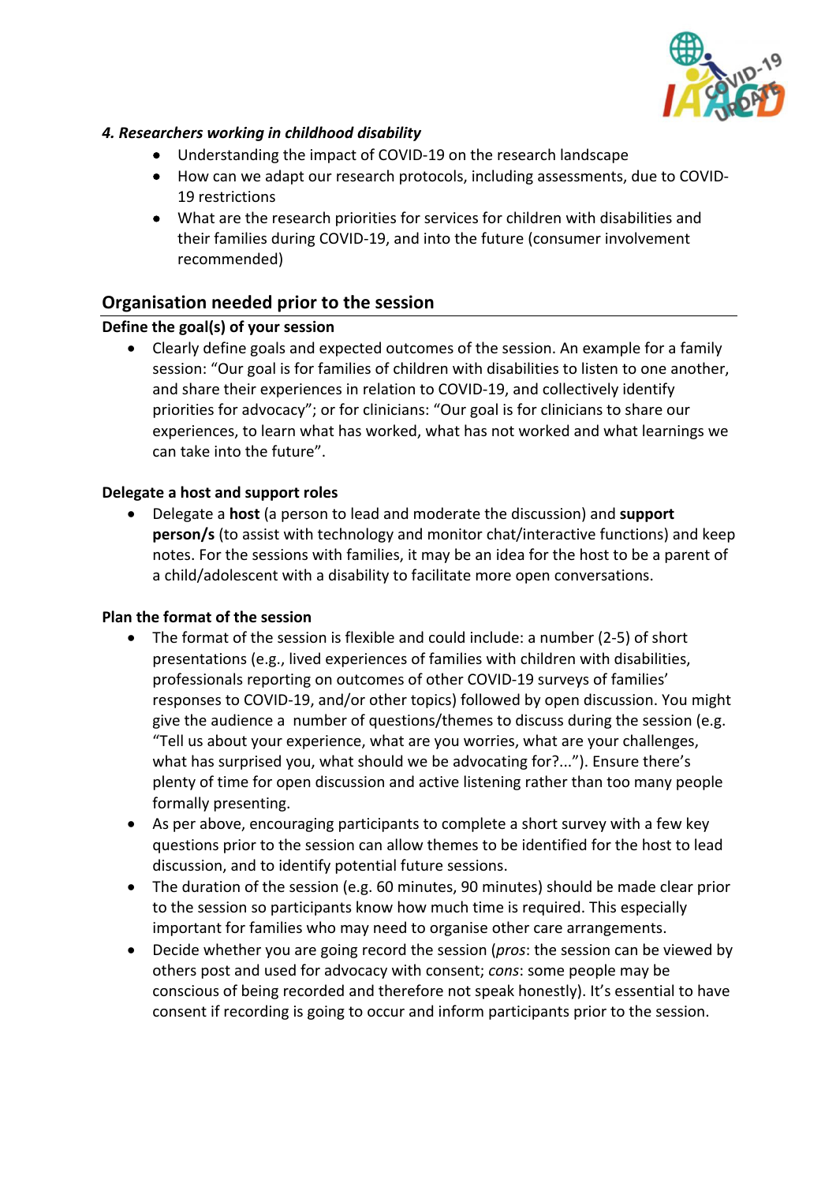***4. Researchers working in childhood disability***

- Understanding the impact of COVID-19 on the research landscape
- How can we adapt our research protocols, including assessments, due to COVID-19 restrictions
- What are the research priorities for services for children with disabilities and their families during COVID-19, and into the future (consumer involvement recommended)

## Organisation needed prior to the session

### Define the goal(s) of your session

- Clearly define goals and expected outcomes of the session. An example for a family session: "Our goal is for families of children with disabilities to listen to one another, and share their experiences in relation to COVID-19, and collectively identify priorities for advocacy"; or for clinicians: "Our goal is for clinicians to share our experiences, to learn what has worked, what has not worked and what learnings we can take into the future".

### Delegate a host and support roles

- Delegate a **host** (a person to lead and moderate the discussion) and **support person/s** (to assist with technology and monitor chat/interactive functions) and keep notes. For the sessions with families, it may be an idea for the host to be a parent of a child/adolescent with a disability to facilitate more open conversations.

### Plan the format of the session

- The format of the session is flexible and could include: a number (2-5) of short presentations (e.g., lived experiences of families with children with disabilities, professionals reporting on outcomes of other COVID-19 surveys of families' responses to COVID-19, and/or other topics) followed by open discussion. You might give the audience a number of questions/themes to discuss during the session (e.g. "Tell us about your experience, what are you worries, what are your challenges, what has surprised you, what should we be advocating for?..."). Ensure there's plenty of time for open discussion and active listening rather than too many people formally presenting.
- As per above, encouraging participants to complete a short survey with a few key questions prior to the session can allow themes to be identified for the host to lead discussion, and to identify potential future sessions.
- The duration of the session (e.g. 60 minutes, 90 minutes) should be made clear prior to the session so participants know how much time is required. This especially important for families who may need to organise other care arrangements.
- Decide whether you are going record the session (*pros*: the session can be viewed by others post and used for advocacy with consent; *cons*: some people may be conscious of being recorded and therefore not speak honestly). It's essential to have consent if recording is going to occur and inform participants prior to the session.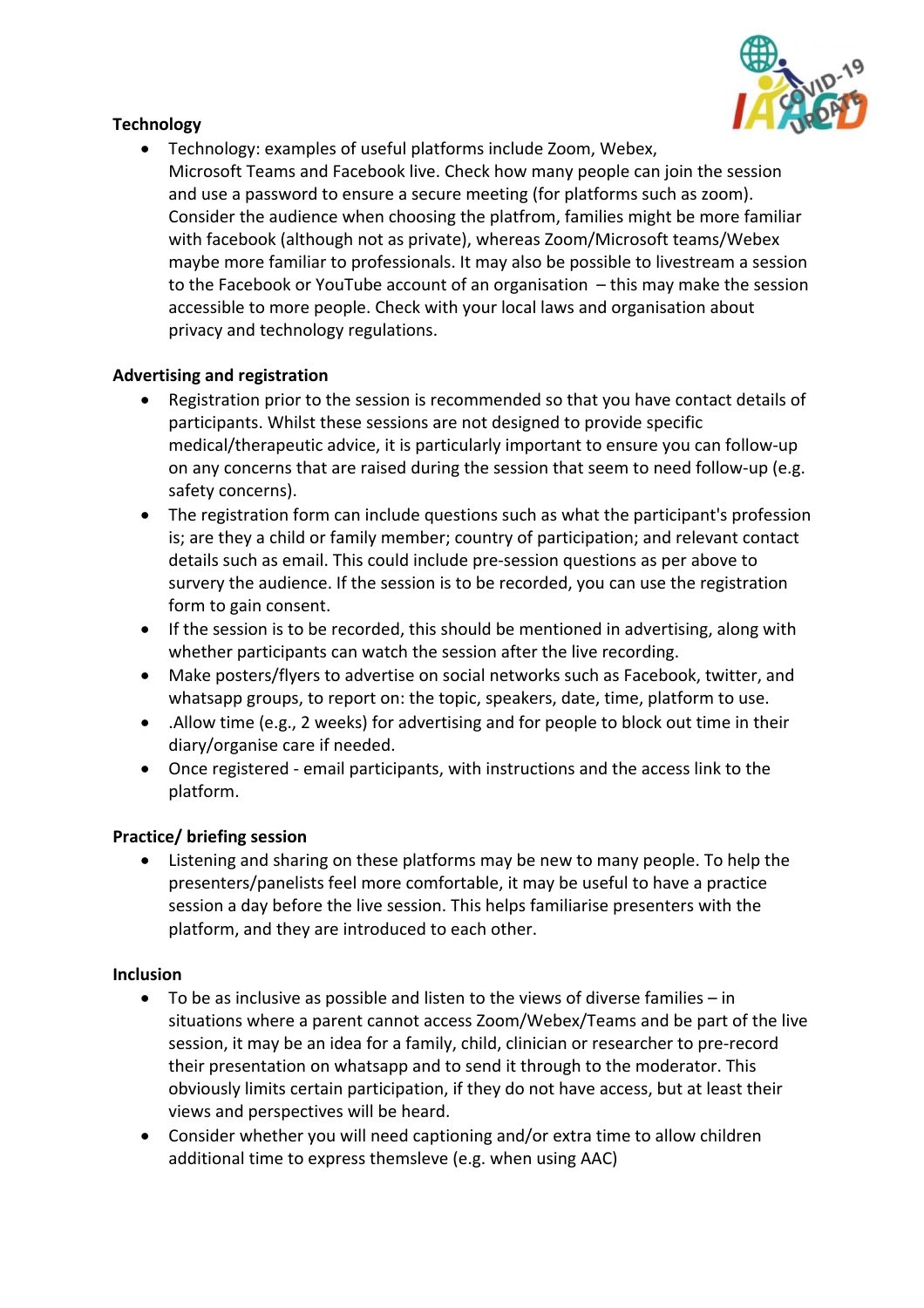## Technology

- Technology: examples of useful platforms include Zoom, Webex, Microsoft Teams and Facebook live. Check how many people can join the session and use a password to ensure a secure meeting (for platforms such as zoom). Consider the audience when choosing the platfrom, families might be more familiar with facebook (although not as private), whereas Zoom/Microsoft teams/Webex maybe more familiar to professionals. It may also be possible to livestream a session to the Facebook or YouTube account of an organisation – this may make the session accessible to more people. Check with your local laws and organisation about privacy and technology regulations.

## Advertising and registration

- Registration prior to the session is recommended so that you have contact details of participants. Whilst these sessions are not designed to provide specific medical/therapeutic advice, it is particularly important to ensure you can follow-up on any concerns that are raised during the session that seem to need follow-up (e.g. safety concerns).
- The registration form can include questions such as what the participant's profession is; are they a child or family member; country of participation; and relevant contact details such as email. This could include pre-session questions as per above to survery the audience. If the session is to be recorded, you can use the registration form to gain consent.
- If the session is to be recorded, this should be mentioned in advertising, along with whether participants can watch the session after the live recording.
- Make posters/flyers to advertise on social networks such as Facebook, twitter, and whatsapp groups, to report on: the topic, speakers, date, time, platform to use.
- .Allow time (e.g., 2 weeks) for advertising and for people to block out time in their diary/organise care if needed.
- Once registered - email participants, with instructions and the access link to the platform.

## Practice/ briefing session

- Listening and sharing on these platforms may be new to many people. To help the presenters/panelists feel more comfortable, it may be useful to have a practice session a day before the live session. This helps familiarise presenters with the platform, and they are introduced to each other.

## Inclusion

- To be as inclusive as possible and listen to the views of diverse families – in situations where a parent cannot access Zoom/Webex/Teams and be part of the live session, it may be an idea for a family, child, clinician or researcher to pre-record their presentation on whatsapp and to send it through to the moderator. This obviously limits certain participation, if they do not have access, but at least their views and perspectives will be heard.
- Consider whether you will need captioning and/or extra time to allow children additional time to express themsleve (e.g. when using AAC)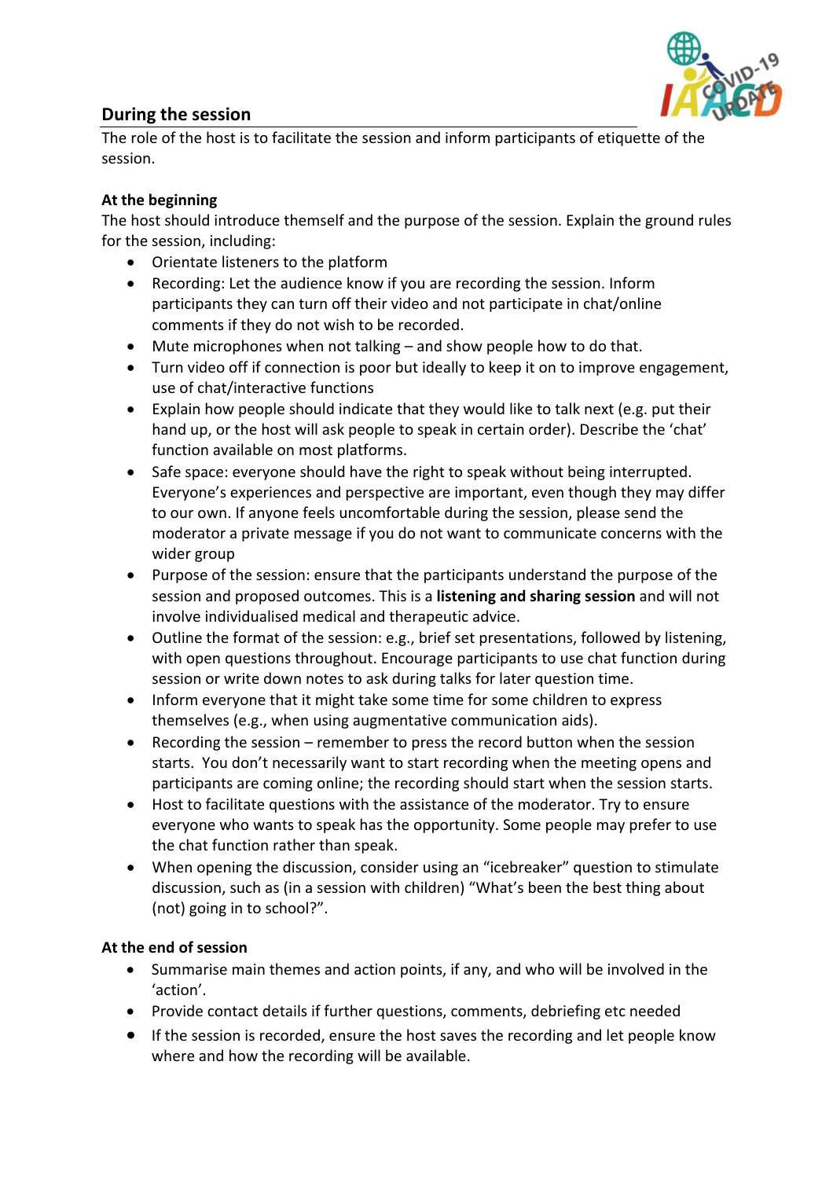## During the session

The role of the host is to facilitate the session and inform participants of etiquette of the session.

### At the beginning

The host should introduce themself and the purpose of the session. Explain the ground rules for the session, including:

- Orientate listeners to the platform
- Recording: Let the audience know if you are recording the session. Inform participants they can turn off their video and not participate in chat/online comments if they do not wish to be recorded.
- Mute microphones when not talking – and show people how to do that.
- Turn video off if connection is poor but ideally to keep it on to improve engagement, use of chat/interactive functions
- Explain how people should indicate that they would like to talk next (e.g. put their hand up, or the host will ask people to speak in certain order). Describe the 'chat' function available on most platforms.
- Safe space: everyone should have the right to speak without being interrupted. Everyone's experiences and perspective are important, even though they may differ to our own. If anyone feels uncomfortable during the session, please send the moderator a private message if you do not want to communicate concerns with the wider group
- Purpose of the session: ensure that the participants understand the purpose of the session and proposed outcomes. This is a **listening and sharing session** and will not involve individualised medical and therapeutic advice.
- Outline the format of the session: e.g., brief set presentations, followed by listening, with open questions throughout. Encourage participants to use chat function during session or write down notes to ask during talks for later question time.
- Inform everyone that it might take some time for some children to express themselves (e.g., when using augmentative communication aids).
- Recording the session – remember to press the record button when the session starts. You don't necessarily want to start recording when the meeting opens and participants are coming online; the recording should start when the session starts.
- Host to facilitate questions with the assistance of the moderator. Try to ensure everyone who wants to speak has the opportunity. Some people may prefer to use the chat function rather than speak.
- When opening the discussion, consider using an "icebreaker" question to stimulate discussion, such as (in a session with children) "What's been the best thing about (not) going in to school?".

### At the end of session

- Summarise main themes and action points, if any, and who will be involved in the 'action'.
- Provide contact details if further questions, comments, debriefing etc needed
- If the session is recorded, ensure the host saves the recording and let people know where and how the recording will be available.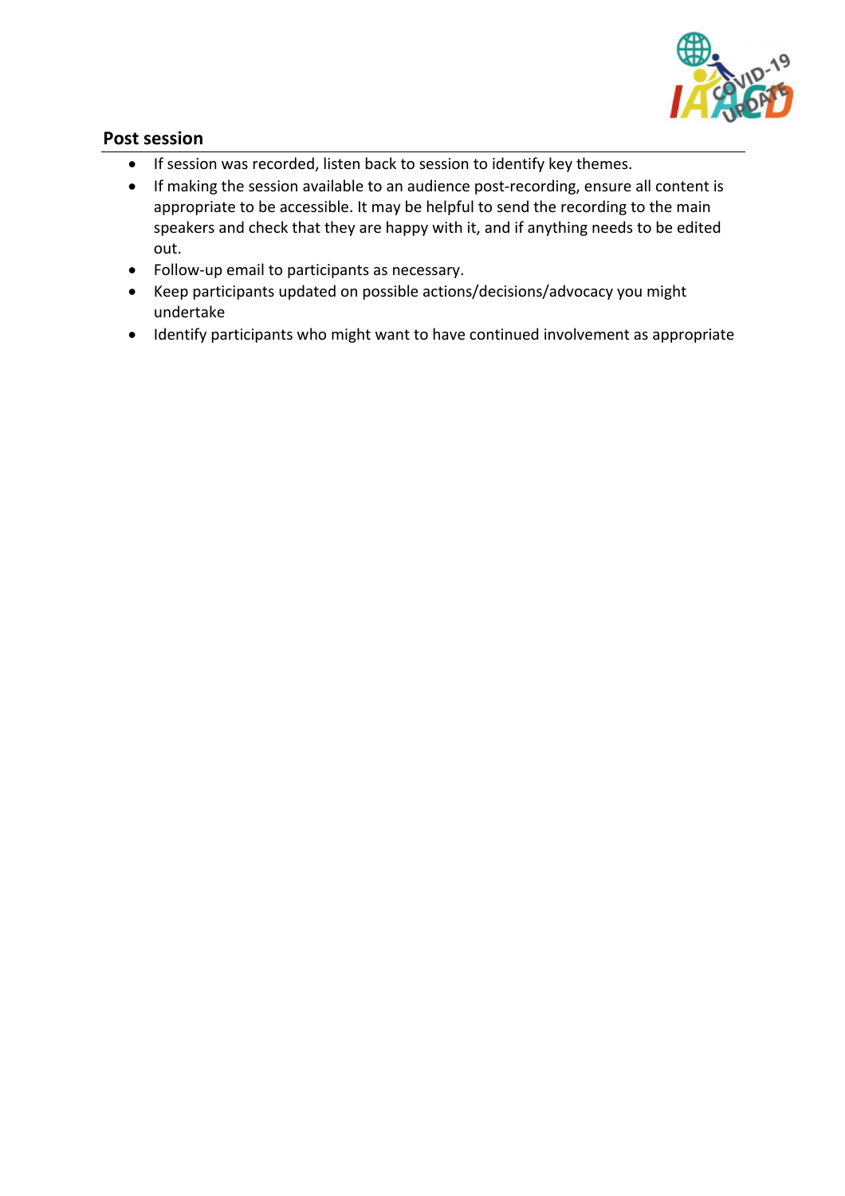## Post session

- If session was recorded, listen back to session to identify key themes.
- If making the session available to an audience post-recording, ensure all content is appropriate to be accessible. It may be helpful to send the recording to the main speakers and check that they are happy with it, and if anything needs to be edited out.
- Follow-up email to participants as necessary.
- Keep participants updated on possible actions/decisions/advocacy you might undertake
- Identify participants who might want to have continued involvement as appropriate